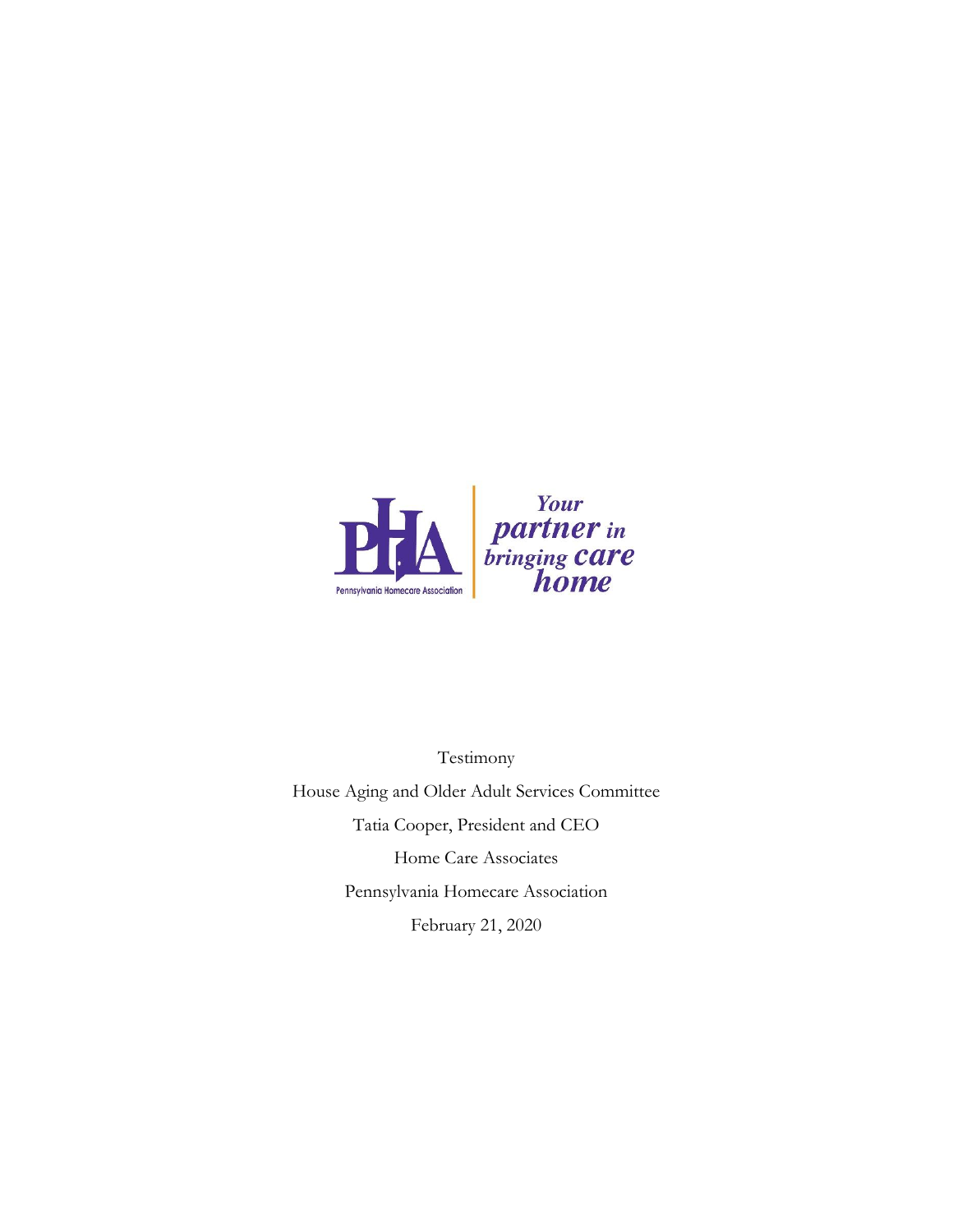PHA

Pennsylvania Homecare Association

*Your partner in bringing care home*

Testimony

House Aging and Older Adult Services Committee

Tatia Cooper, President and CEO

Home Care Associates

Pennsylvania Homecare Association

February 21, 2020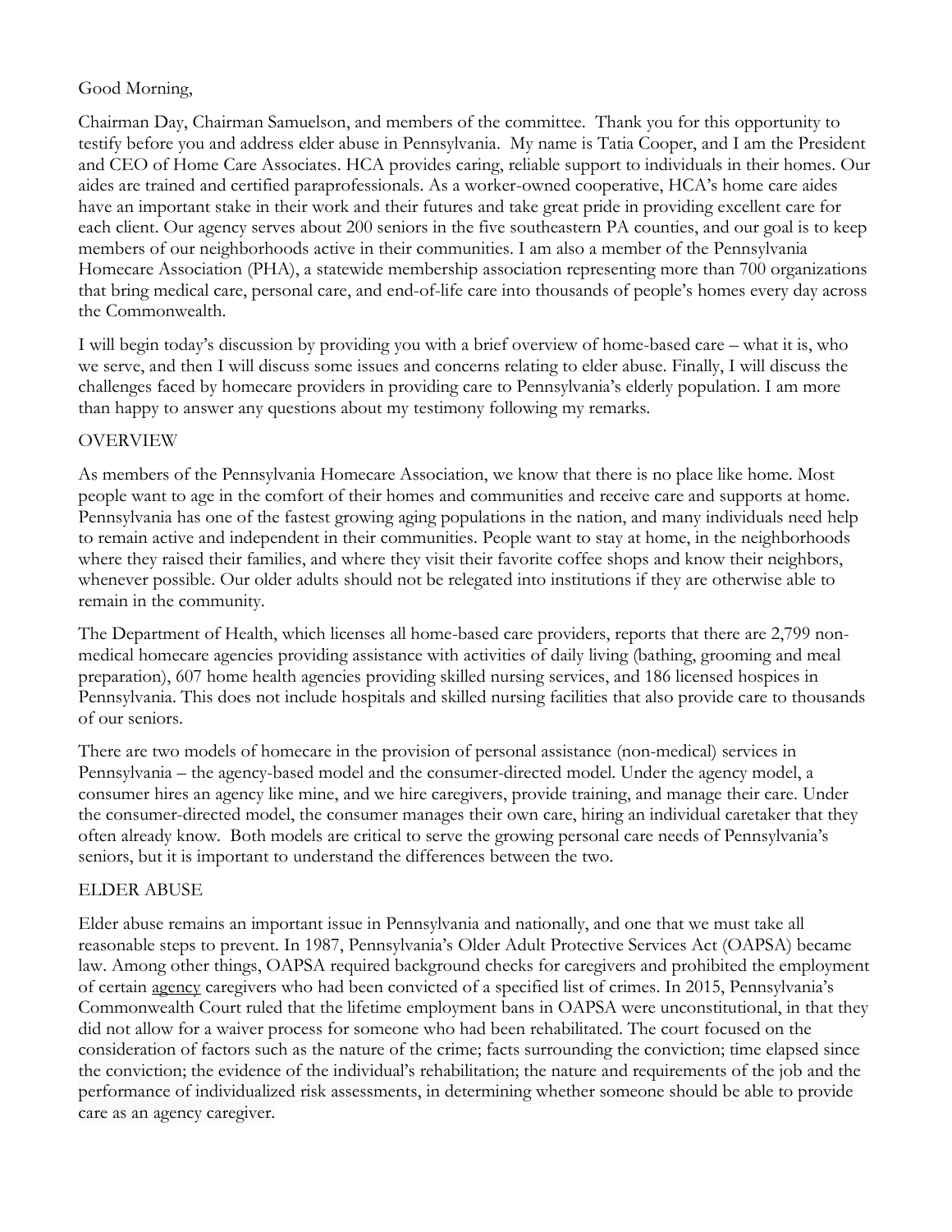Good Morning,

Chairman Day, Chairman Samuelson, and members of the committee. Thank you for this opportunity to testify before you and address elder abuse in Pennsylvania. My name is Tatia Cooper, and I am the President and CEO of Home Care Associates. HCA provides caring, reliable support to individuals in their homes. Our aides are trained and certified paraprofessionals. As a worker-owned cooperative, HCA's home care aides have an important stake in their work and their futures and take great pride in providing excellent care for each client. Our agency serves about 200 seniors in the five southeastern PA counties, and our goal is to keep members of our neighborhoods active in their communities. I am also a member of the Pennsylvania Homecare Association (PHA), a statewide membership association representing more than 700 organizations that bring medical care, personal care, and end-of-life care into thousands of people's homes every day across the Commonwealth.

I will begin today's discussion by providing you with a brief overview of home-based care – what it is, who we serve, and then I will discuss some issues and concerns relating to elder abuse. Finally, I will discuss the challenges faced by homecare providers in providing care to Pennsylvania's elderly population. I am more than happy to answer any questions about my testimony following my remarks.

## OVERVIEW

As members of the Pennsylvania Homecare Association, we know that there is no place like home. Most people want to age in the comfort of their homes and communities and receive care and supports at home. Pennsylvania has one of the fastest growing aging populations in the nation, and many individuals need help to remain active and independent in their communities. People want to stay at home, in the neighborhoods where they raised their families, and where they visit their favorite coffee shops and know their neighbors, whenever possible. Our older adults should not be relegated into institutions if they are otherwise able to remain in the community.

The Department of Health, which licenses all home-based care providers, reports that there are 2,799 non-medical homecare agencies providing assistance with activities of daily living (bathing, grooming and meal preparation), 607 home health agencies providing skilled nursing services, and 186 licensed hospices in Pennsylvania. This does not include hospitals and skilled nursing facilities that also provide care to thousands of our seniors.

There are two models of homecare in the provision of personal assistance (non-medical) services in Pennsylvania – the agency-based model and the consumer-directed model. Under the agency model, a consumer hires an agency like mine, and we hire caregivers, provide training, and manage their care. Under the consumer-directed model, the consumer manages their own care, hiring an individual caretaker that they often already know. Both models are critical to serve the growing personal care needs of Pennsylvania's seniors, but it is important to understand the differences between the two.

## ELDER ABUSE

Elder abuse remains an important issue in Pennsylvania and nationally, and one that we must take all reasonable steps to prevent. In 1987, Pennsylvania's Older Adult Protective Services Act (OAPSA) became law. Among other things, OAPSA required background checks for caregivers and prohibited the employment of certain <u>agency</u> caregivers who had been convicted of a specified list of crimes. In 2015, Pennsylvania's Commonwealth Court ruled that the lifetime employment bans in OAPSA were unconstitutional, in that they did not allow for a waiver process for someone who had been rehabilitated. The court focused on the consideration of factors such as the nature of the crime; facts surrounding the conviction; time elapsed since the conviction; the evidence of the individual's rehabilitation; the nature and requirements of the job and the performance of individualized risk assessments, in determining whether someone should be able to provide care as an agency caregiver.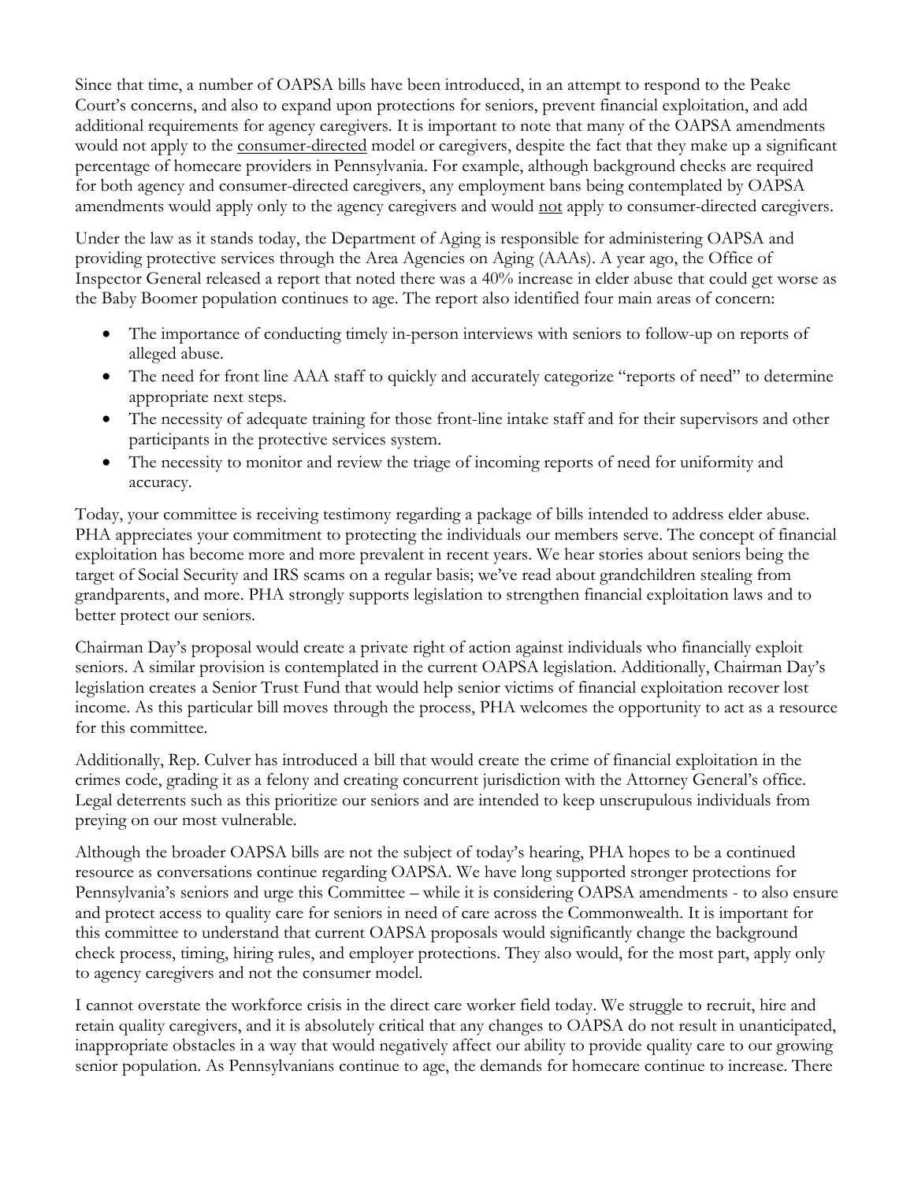Since that time, a number of OAPSA bills have been introduced, in an attempt to respond to the Peake Court's concerns, and also to expand upon protections for seniors, prevent financial exploitation, and add additional requirements for agency caregivers. It is important to note that many of the OAPSA amendments would not apply to the consumer-directed model or caregivers, despite the fact that they make up a significant percentage of homecare providers in Pennsylvania. For example, although background checks are required for both agency and consumer-directed caregivers, any employment bans being contemplated by OAPSA amendments would apply only to the agency caregivers and would not apply to consumer-directed caregivers.

Under the law as it stands today, the Department of Aging is responsible for administering OAPSA and providing protective services through the Area Agencies on Aging (AAAs). A year ago, the Office of Inspector General released a report that noted there was a 40% increase in elder abuse that could get worse as the Baby Boomer population continues to age. The report also identified four main areas of concern:

- The importance of conducting timely in-person interviews with seniors to follow-up on reports of alleged abuse.
- The need for front line AAA staff to quickly and accurately categorize "reports of need" to determine appropriate next steps.
- The necessity of adequate training for those front-line intake staff and for their supervisors and other participants in the protective services system.
- The necessity to monitor and review the triage of incoming reports of need for uniformity and accuracy.

Today, your committee is receiving testimony regarding a package of bills intended to address elder abuse. PHA appreciates your commitment to protecting the individuals our members serve. The concept of financial exploitation has become more and more prevalent in recent years. We hear stories about seniors being the target of Social Security and IRS scams on a regular basis; we've read about grandchildren stealing from grandparents, and more. PHA strongly supports legislation to strengthen financial exploitation laws and to better protect our seniors.

Chairman Day's proposal would create a private right of action against individuals who financially exploit seniors. A similar provision is contemplated in the current OAPSA legislation. Additionally, Chairman Day's legislation creates a Senior Trust Fund that would help senior victims of financial exploitation recover lost income. As this particular bill moves through the process, PHA welcomes the opportunity to act as a resource for this committee.

Additionally, Rep. Culver has introduced a bill that would create the crime of financial exploitation in the crimes code, grading it as a felony and creating concurrent jurisdiction with the Attorney General's office. Legal deterrents such as this prioritize our seniors and are intended to keep unscrupulous individuals from preying on our most vulnerable.

Although the broader OAPSA bills are not the subject of today's hearing, PHA hopes to be a continued resource as conversations continue regarding OAPSA. We have long supported stronger protections for Pennsylvania's seniors and urge this Committee – while it is considering OAPSA amendments - to also ensure and protect access to quality care for seniors in need of care across the Commonwealth. It is important for this committee to understand that current OAPSA proposals would significantly change the background check process, timing, hiring rules, and employer protections. They also would, for the most part, apply only to agency caregivers and not the consumer model.

I cannot overstate the workforce crisis in the direct care worker field today. We struggle to recruit, hire and retain quality caregivers, and it is absolutely critical that any changes to OAPSA do not result in unanticipated, inappropriate obstacles in a way that would negatively affect our ability to provide quality care to our growing senior population. As Pennsylvanians continue to age, the demands for homecare continue to increase. There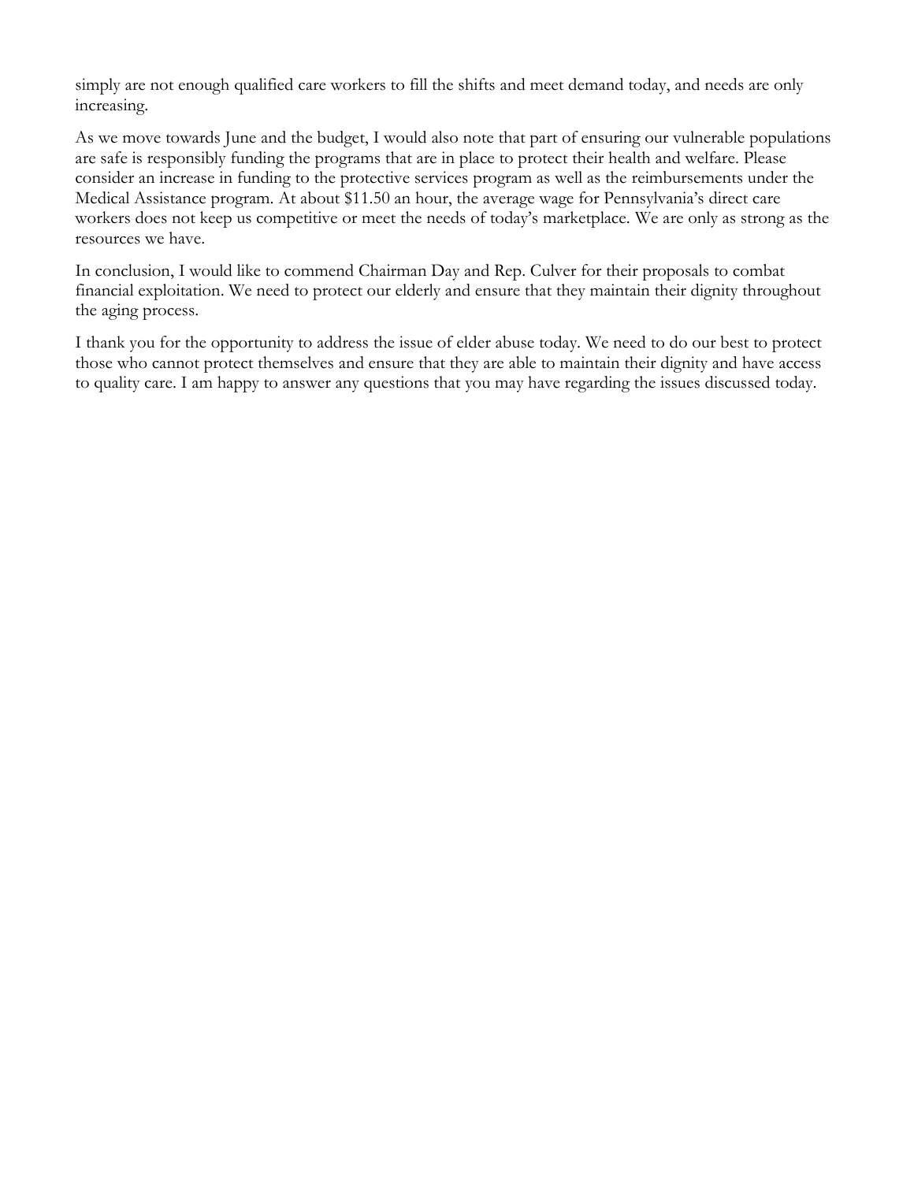simply are not enough qualified care workers to fill the shifts and meet demand today, and needs are only increasing.

As we move towards June and the budget, I would also note that part of ensuring our vulnerable populations are safe is responsibly funding the programs that are in place to protect their health and welfare. Please consider an increase in funding to the protective services program as well as the reimbursements under the Medical Assistance program. At about $11.50 an hour, the average wage for Pennsylvania's direct care workers does not keep us competitive or meet the needs of today's marketplace. We are only as strong as the resources we have.

In conclusion, I would like to commend Chairman Day and Rep. Culver for their proposals to combat financial exploitation. We need to protect our elderly and ensure that they maintain their dignity throughout the aging process.

I thank you for the opportunity to address the issue of elder abuse today. We need to do our best to protect those who cannot protect themselves and ensure that they are able to maintain their dignity and have access to quality care. I am happy to answer any questions that you may have regarding the issues discussed today.